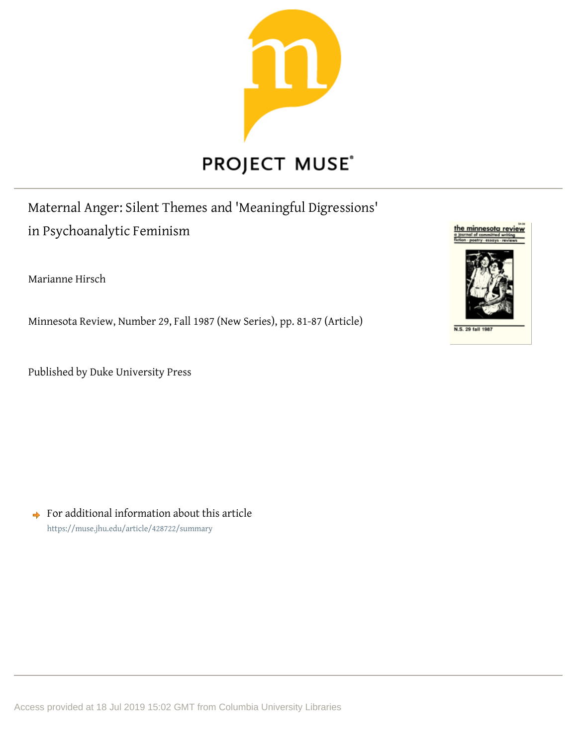# Maternal Anger: Silent Themes and 'Meaningful Digressions' in Psychoanalytic Feminism

Marianne Hirsch

Minnesota Review, Number 29, Fall 1987 (New Series), pp. 81-87 (Article)

Published by Duke University Press

For additional information about this article
https://muse.jhu.edu/article/428722/summary

Access provided at 18 Jul 2019 15:02 GMT from Columbia University Libraries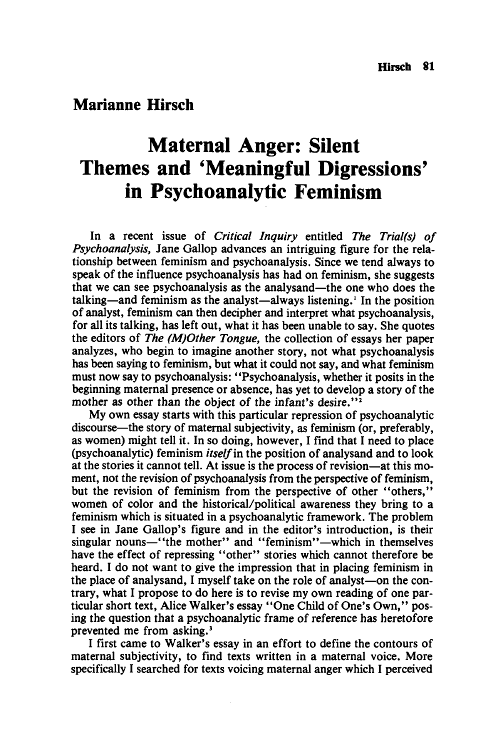## Marianne Hirsch

# Maternal Anger: Silent Themes and 'Meaningful Digressions' in Psychoanalytic Feminism

In a recent issue of *Critical Inquiry* entitled *The Trial(s) of Psychoanalysis,* Jane Gallop advances an intriguing figure for the relationship between feminism and psychoanalysis. Since we tend always to speak of the influence psychoanalysis has had on feminism, she suggests that we can see psychoanalysis as the analysand—the one who does the talking—and feminism as the analyst—always listening.[1] In the position of analyst, feminism can then decipher and interpret what psychoanalysis, for all its talking, has left out, what it has been unable to say. She quotes the editors of *The (M)Other Tongue,* the collection of essays her paper analyzes, who begin to imagine another story, not what psychoanalysis has been saying to feminism, but what it could not say, and what feminism must now say to psychoanalysis: "Psychoanalysis, whether it posits in the beginning maternal presence or absence, has yet to develop a story of the mother as other than the object of the infant's desire."[2]

My own essay starts with this particular repression of psychoanalytic discourse—the story of maternal subjectivity, as feminism (or, preferably, as women) might tell it. In so doing, however, I find that I need to place (psychoanalytic) feminism *itself* in the position of analysand and to look at the stories it cannot tell. At issue is the process of revision—at this moment, not the revision of psychoanalysis from the perspective of feminism, but the revision of feminism from the perspective of other "others," women of color and the historical/political awareness they bring to a feminism which is situated in a psychoanalytic framework. The problem I see in Jane Gallop's figure and in the editor's introduction, is their singular nouns—"the mother" and "feminism"—which in themselves have the effect of repressing "other" stories which cannot therefore be heard. I do not want to give the impression that in placing feminism in the place of analysand, I myself take on the role of analyst—on the contrary, what I propose to do here is to revise my own reading of one particular short text, Alice Walker's essay "One Child of One's Own," posing the question that a psychoanalytic frame of reference has heretofore prevented me from asking.[3]

I first came to Walker's essay in an effort to define the contours of maternal subjectivity, to find texts written in a maternal voice. More specifically I searched for texts voicing maternal anger which I perceived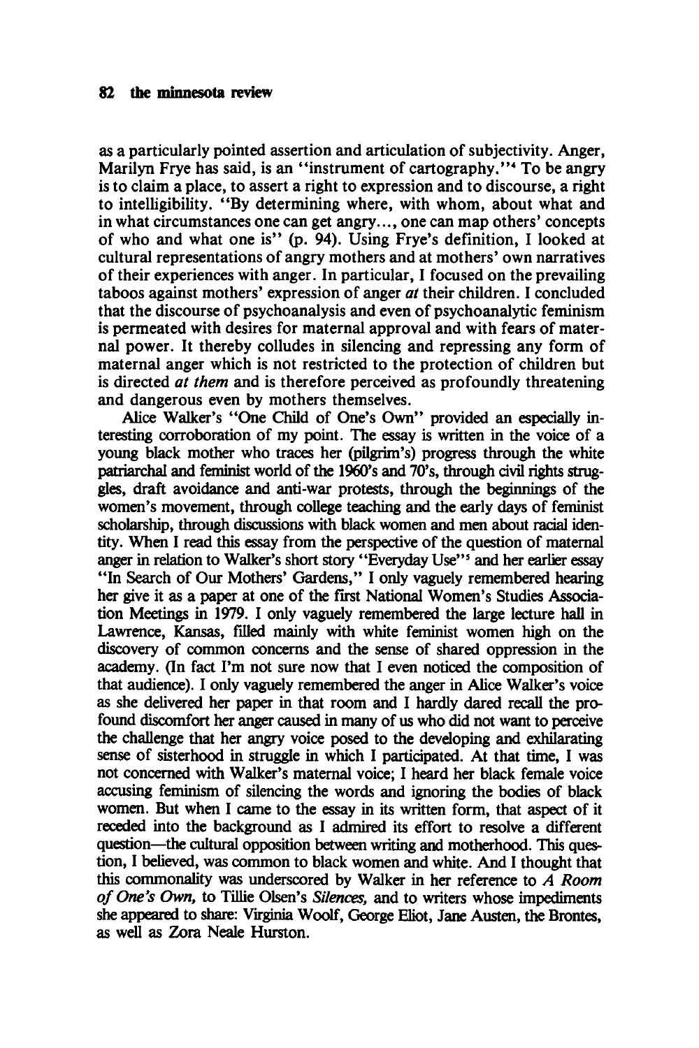as a particularly pointed assertion and articulation of subjectivity. Anger, Marilyn Frye has said, is an "instrument of cartography."[4] To be angry is to claim a place, to assert a right to expression and to discourse, a right to intelligibility. "By determining where, with whom, about what and in what circumstances one can get angry..., one can map others' concepts of who and what one is" (p. 94). Using Frye's definition, I looked at cultural representations of angry mothers and at mothers' own narratives of their experiences with anger. In particular, I focused on the prevailing taboos against mothers' expression of anger *at* their children. I concluded that the discourse of psychoanalysis and even of psychoanalytic feminism is permeated with desires for maternal approval and with fears of maternal power. It thereby colludes in silencing and repressing any form of maternal anger which is not restricted to the protection of children but is directed *at them* and is therefore perceived as profoundly threatening and dangerous even by mothers themselves.

Alice Walker's "One Child of One's Own" provided an especially interesting corroboration of my point. The essay is written in the voice of a young black mother who traces her (pilgrim's) progress through the white patriarchal and feminist world of the 1960's and 70's, through civil rights struggles, draft avoidance and anti-war protests, through the beginnings of the women's movement, through college teaching and the early days of feminist scholarship, through discussions with black women and men about racial identity. When I read this essay from the perspective of the question of maternal anger in relation to Walker's short story "Everyday Use"[5] and her earlier essay "In Search of Our Mothers' Gardens," I only vaguely remembered hearing her give it as a paper at one of the first National Women's Studies Association Meetings in 1979. I only vaguely remembered the large lecture hall in Lawrence, Kansas, filled mainly with white feminist women high on the discovery of common concerns and the sense of shared oppression in the academy. (In fact I'm not sure now that I even noticed the composition of that audience). I only vaguely remembered the anger in Alice Walker's voice as she delivered her paper in that room and I hardly dared recall the profound discomfort her anger caused in many of us who did not want to perceive the challenge that her angry voice posed to the developing and exhilarating sense of sisterhood in struggle in which I participated. At that time, I was not concerned with Walker's maternal voice; I heard her black female voice accusing feminism of silencing the words and ignoring the bodies of black women. But when I came to the essay in its written form, that aspect of it receded into the background as I admired its effort to resolve a different question—the cultural opposition between writing and motherhood. This question, I believed, was common to black women and white. And I thought that this commonality was underscored by Walker in her reference to *A Room of One's Own*, to Tillie Olsen's *Silences*, and to writers whose impediments she appeared to share: Virginia Woolf, George Eliot, Jane Austen, the Brontes, as well as Zora Neale Hurston.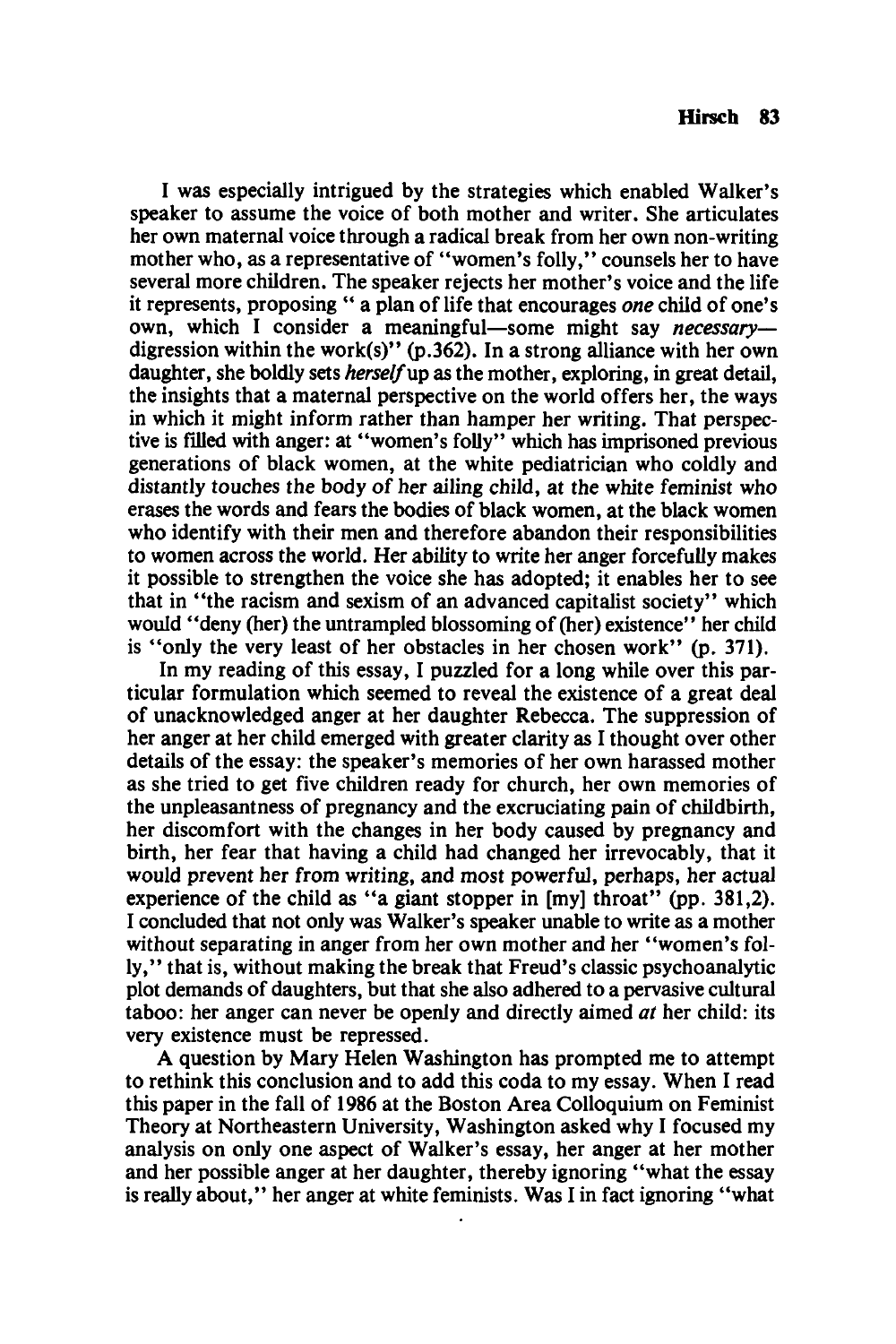I was especially intrigued by the strategies which enabled Walker's speaker to assume the voice of both mother and writer. She articulates her own maternal voice through a radical break from her own non-writing mother who, as a representative of "women's folly," counsels her to have several more children. The speaker rejects her mother's voice and the life it represents, proposing " a plan of life that encourages *one* child of one's own, which I consider a meaningful—some might say *necessary*—digression within the work(s)" (p.362). In a strong alliance with her own daughter, she boldly sets *herself* up as the mother, exploring, in great detail, the insights that a maternal perspective on the world offers her, the ways in which it might inform rather than hamper her writing. That perspective is filled with anger: at "women's folly" which has imprisoned previous generations of black women, at the white pediatrician who coldly and distantly touches the body of her ailing child, at the white feminist who erases the words and fears the bodies of black women, at the black women who identify with their men and therefore abandon their responsibilities to women across the world. Her ability to write her anger forcefully makes it possible to strengthen the voice she has adopted; it enables her to see that in "the racism and sexism of an advanced capitalist society" which would "deny (her) the untrampled blossoming of (her) existence" her child is "only the very least of her obstacles in her chosen work" (p. 371).

In my reading of this essay, I puzzled for a long while over this particular formulation which seemed to reveal the existence of a great deal of unacknowledged anger at her daughter Rebecca. The suppression of her anger at her child emerged with greater clarity as I thought over other details of the essay: the speaker's memories of her own harassed mother as she tried to get five children ready for church, her own memories of the unpleasantness of pregnancy and the excruciating pain of childbirth, her discomfort with the changes in her body caused by pregnancy and birth, her fear that having a child had changed her irrevocably, that it would prevent her from writing, and most powerful, perhaps, her actual experience of the child as "a giant stopper in [my] throat" (pp. 381,2). I concluded that not only was Walker's speaker unable to write as a mother without separating in anger from her own mother and her "women's folly," that is, without making the break that Freud's classic psychoanalytic plot demands of daughters, but that she also adhered to a pervasive cultural taboo: her anger can never be openly and directly aimed *at* her child: its very existence must be repressed.

A question by Mary Helen Washington has prompted me to attempt to rethink this conclusion and to add this coda to my essay. When I read this paper in the fall of 1986 at the Boston Area Colloquium on Feminist Theory at Northeastern University, Washington asked why I focused my analysis on only one aspect of Walker's essay, her anger at her mother and her possible anger at her daughter, thereby ignoring "what the essay is really about," her anger at white feminists. Was I in fact ignoring "what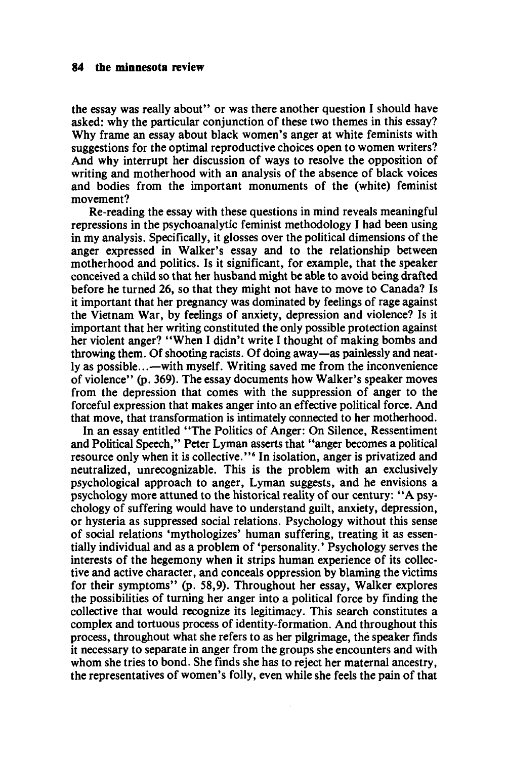the essay was really about" or was there another question I should have asked: why the particular conjunction of these two themes in this essay? Why frame an essay about black women's anger at white feminists with suggestions for the optimal reproductive choices open to women writers? And why interrupt her discussion of ways to resolve the opposition of writing and motherhood with an analysis of the absence of black voices and bodies from the important monuments of the (white) feminist movement?

Re-reading the essay with these questions in mind reveals meaningful repressions in the psychoanalytic feminist methodology I had been using in my analysis. Specifically, it glosses over the political dimensions of the anger expressed in Walker's essay and to the relationship between motherhood and politics. Is it significant, for example, that the speaker conceived a child so that her husband might be able to avoid being drafted before he turned 26, so that they might not have to move to Canada? Is it important that her pregnancy was dominated by feelings of rage against the Vietnam War, by feelings of anxiety, depression and violence? Is it important that her writing constituted the only possible protection against her violent anger? "When I didn't write I thought of making bombs and throwing them. Of shooting racists. Of doing away—as painlessly and neatly as possible...—with myself. Writing saved me from the inconvenience of violence" (p. 369). The essay documents how Walker's speaker moves from the depression that comes with the suppression of anger to the forceful expression that makes anger into an effective political force. And that move, that transformation is intimately connected to her motherhood.

In an essay entitled "The Politics of Anger: On Silence, Ressentiment and Political Speech," Peter Lyman asserts that "anger becomes a political resource only when it is collective."[6] In isolation, anger is privatized and neutralized, unrecognizable. This is the problem with an exclusively psychological approach to anger, Lyman suggests, and he envisions a psychology more attuned to the historical reality of our century: "A psychology of suffering would have to understand guilt, anxiety, depression, or hysteria as suppressed social relations. Psychology without this sense of social relations 'mythologizes' human suffering, treating it as essentially individual and as a problem of 'personality.' Psychology serves the interests of the hegemony when it strips human experience of its collective and active character, and conceals oppression by blaming the victims for their symptoms" (p. 58,9). Throughout her essay, Walker explores the possibilities of turning her anger into a political force by finding the collective that would recognize its legitimacy. This search constitutes a complex and tortuous process of identity-formation. And throughout this process, throughout what she refers to as her pilgrimage, the speaker finds it necessary to separate in anger from the groups she encounters and with whom she tries to bond. She finds she has to reject her maternal ancestry, the representatives of women's folly, even while she feels the pain of that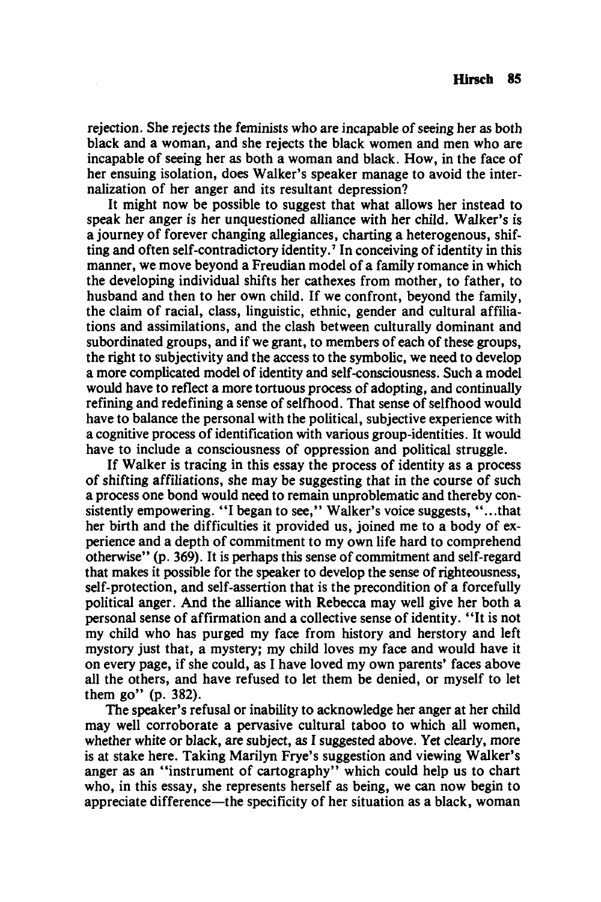rejection. She rejects the feminists who are incapable of seeing her as both black and a woman, and she rejects the black women and men who are incapable of seeing her as both a woman and black. How, in the face of her ensuing isolation, does Walker's speaker manage to avoid the internalization of her anger and its resultant depression?

It might now be possible to suggest that what allows her instead to speak her anger is her unquestioned alliance with her child. Walker's is a journey of forever changing allegiances, charting a heterogenous, shifting and often self-contradictory identity.[7] In conceiving of identity in this manner, we move beyond a Freudian model of a family romance in which the developing individual shifts her cathexes from mother, to father, to husband and then to her own child. If we confront, beyond the family, the claim of racial, class, linguistic, ethnic, gender and cultural affiliations and assimilations, and the clash between culturally dominant and subordinated groups, and if we grant, to members of each of these groups, the right to subjectivity and the access to the symbolic, we need to develop a more complicated model of identity and self-consciousness. Such a model would have to reflect a more tortuous process of adopting, and continually refining and redefining a sense of selfhood. That sense of selfhood would have to balance the personal with the political, subjective experience with a cognitive process of identification with various group-identities. It would have to include a consciousness of oppression and political struggle.

If Walker is tracing in this essay the process of identity as a process of shifting affiliations, she may be suggesting that in the course of such a process one bond would need to remain unproblematic and thereby consistently empowering. "I began to see," Walker's voice suggests, "...that her birth and the difficulties it provided us, joined me to a body of experience and a depth of commitment to my own life hard to comprehend otherwise" (p. 369). It is perhaps this sense of commitment and self-regard that makes it possible for the speaker to develop the sense of righteousness, self-protection, and self-assertion that is the precondition of a forcefully political anger. And the alliance with Rebecca may well give her both a personal sense of affirmation and a collective sense of identity. "It is not my child who has purged my face from history and herstory and left mystory just that, a mystery; my child loves my face and would have it on every page, if she could, as I have loved my own parents' faces above all the others, and have refused to let them be denied, or myself to let them go" (p. 382).

The speaker's refusal or inability to acknowledge her anger at her child may well corroborate a pervasive cultural taboo to which all women, whether white or black, are subject, as I suggested above. Yet clearly, more is at stake here. Taking Marilyn Frye's suggestion and viewing Walker's anger as an "instrument of cartography" which could help us to chart who, in this essay, she represents herself as being, we can now begin to appreciate difference—the specificity of her situation as a black, woman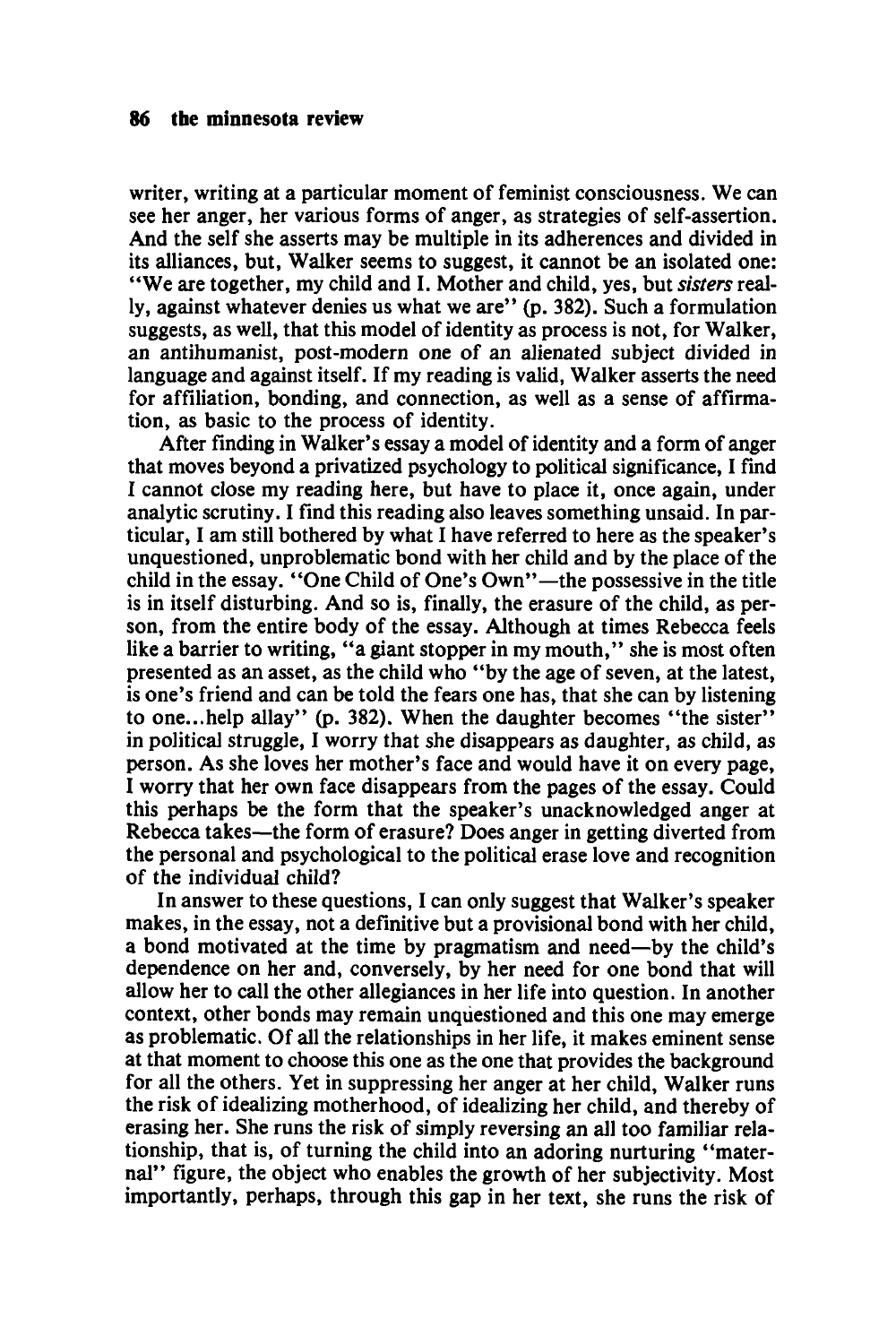writer, writing at a particular moment of feminist consciousness. We can see her anger, her various forms of anger, as strategies of self-assertion. And the self she asserts may be multiple in its adherences and divided in its alliances, but, Walker seems to suggest, it cannot be an isolated one: "We are together, my child and I. Mother and child, yes, but *sisters* really, against whatever denies us what we are" (p. 382). Such a formulation suggests, as well, that this model of identity as process is not, for Walker, an antihumanist, post-modern one of an alienated subject divided in language and against itself. If my reading is valid, Walker asserts the need for affiliation, bonding, and connection, as well as a sense of affirmation, as basic to the process of identity.

After finding in Walker's essay a model of identity and a form of anger that moves beyond a privatized psychology to political significance, I find I cannot close my reading here, but have to place it, once again, under analytic scrutiny. I find this reading also leaves something unsaid. In particular, I am still bothered by what I have referred to here as the speaker's unquestioned, unproblematic bond with her child and by the place of the child in the essay. "One Child of One's Own"—the possessive in the title is in itself disturbing. And so is, finally, the erasure of the child, as person, from the entire body of the essay. Although at times Rebecca feels like a barrier to writing, "a giant stopper in my mouth," she is most often presented as an asset, as the child who "by the age of seven, at the latest, is one's friend and can be told the fears one has, that she can by listening to one...help allay" (p. 382). When the daughter becomes "the sister" in political struggle, I worry that she disappears as daughter, as child, as person. As she loves her mother's face and would have it on every page, I worry that her own face disappears from the pages of the essay. Could this perhaps be the form that the speaker's unacknowledged anger at Rebecca takes—the form of erasure? Does anger in getting diverted from the personal and psychological to the political erase love and recognition of the individual child?

In answer to these questions, I can only suggest that Walker's speaker makes, in the essay, not a definitive but a provisional bond with her child, a bond motivated at the time by pragmatism and need—by the child's dependence on her and, conversely, by her need for one bond that will allow her to call the other allegiances in her life into question. In another context, other bonds may remain unquestioned and this one may emerge as problematic. Of all the relationships in her life, it makes eminent sense at that moment to choose this one as the one that provides the background for all the others. Yet in suppressing her anger at her child, Walker runs the risk of idealizing motherhood, of idealizing her child, and thereby of erasing her. She runs the risk of simply reversing an all too familiar relationship, that is, of turning the child into an adoring nurturing "maternal" figure, the object who enables the growth of her subjectivity. Most importantly, perhaps, through this gap in her text, she runs the risk of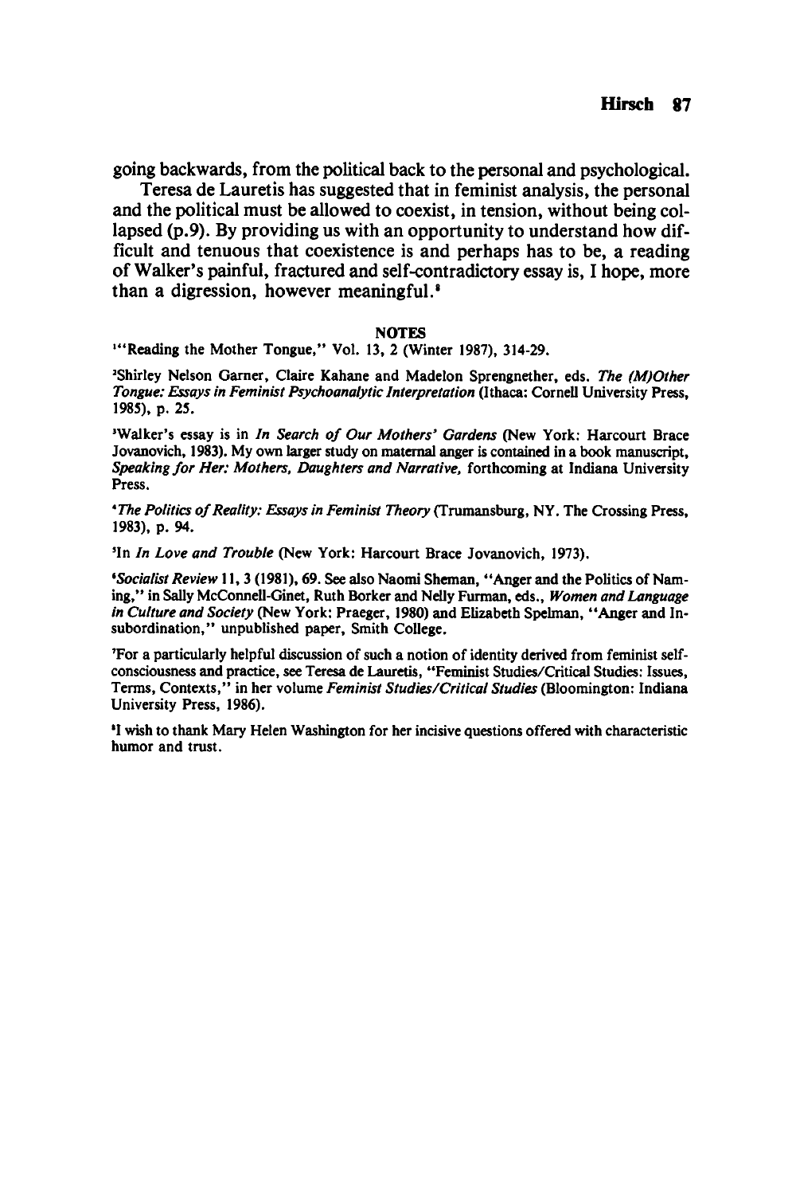going backwards, from the political back to the personal and psychological.

Teresa de Lauretis has suggested that in feminist analysis, the personal and the political must be allowed to coexist, in tension, without being collapsed (p.9). By providing us with an opportunity to understand how difficult and tenuous that coexistence is and perhaps has to be, a reading of Walker's painful, fractured and self-contradictory essay is, I hope, more than a digression, however meaningful.[8]

## NOTES

[1]"Reading the Mother Tongue," Vol. 13, 2 (Winter 1987), 314-29.

[2]Shirley Nelson Garner, Claire Kahane and Madelon Sprengnether, eds. *The (M)Other Tongue: Essays in Feminist Psychoanalytic Interpretation* (Ithaca: Cornell University Press, 1985), p. 25.

[3]Walker's essay is in *In Search of Our Mothers' Gardens* (New York: Harcourt Brace Jovanovich, 1983). My own larger study on maternal anger is contained in a book manuscript, *Speaking for Her: Mothers, Daughters and Narrative,* forthcoming at Indiana University Press.

[4]*The Politics of Reality: Essays in Feminist Theory* (Trumansburg, NY. The Crossing Press, 1983), p. 94.

[5]In *In Love and Trouble* (New York: Harcourt Brace Jovanovich, 1973).

[6]*Socialist Review* 11, 3 (1981), 69. See also Naomi Sheman, "Anger and the Politics of Naming," in Sally McConnell-Ginet, Ruth Borker and Nelly Furman, eds., *Women and Language in Culture and Society* (New York: Praeger, 1980) and Elizabeth Spelman, "Anger and Insubordination," unpublished paper, Smith College.

[7]For a particularly helpful discussion of such a notion of identity derived from feminist self-consciousness and practice, see Teresa de Lauretis, "Feminist Studies/Critical Studies: Issues, Terms, Contexts," in her volume *Feminist Studies/Critical Studies* (Bloomington: Indiana University Press, 1986).

[8]I wish to thank Mary Helen Washington for her incisive questions offered with characteristic humor and trust.